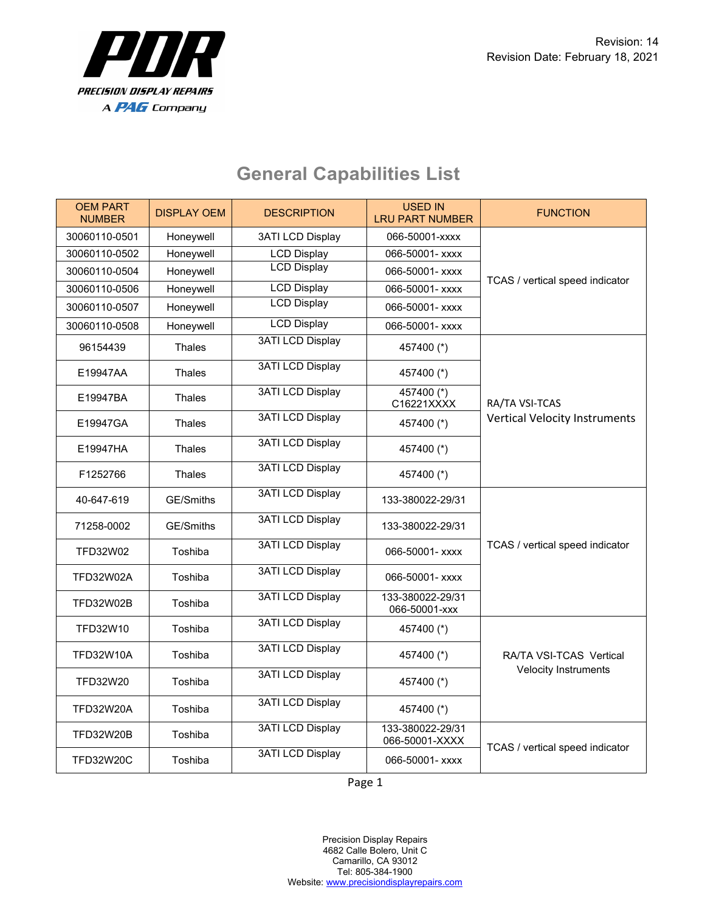PDR
PRECISION DISPLAY REPAIRS
A PAG Company

Revision: 14
Revision Date: February 18, 2021

# General Capabilities List

| OEM PART NUMBER | DISPLAY OEM | DESCRIPTION | USED IN LRU PART NUMBER | FUNCTION |
|---|---|---|---|---|
| 30060110-0501 | Honeywell | 3ATI LCD Display | 066-50001-xxxx | TCAS / vertical speed indicator |
| 30060110-0502 | Honeywell | LCD Display | 066-50001- xxxx | |
| 30060110-0504 | Honeywell | LCD Display | 066-50001- xxxx | |
| 30060110-0506 | Honeywell | LCD Display | 066-50001- xxxx | |
| 30060110-0507 | Honeywell | LCD Display | 066-50001- xxxx | |
| 30060110-0508 | Honeywell | LCD Display | 066-50001- xxxx | |
| 96154439 | Thales | 3ATI LCD Display | 457400 (*) | RA/TA VSI-TCAS Vertical Velocity Instruments |
| E19947AA | Thales | 3ATI LCD Display | 457400 (*) | |
| E19947BA | Thales | 3ATI LCD Display | 457400 (*) C16221XXXX | |
| E19947GA | Thales | 3ATI LCD Display | 457400 (*) | |
| E19947HA | Thales | 3ATI LCD Display | 457400 (*) | |
| F1252766 | Thales | 3ATI LCD Display | 457400 (*) | |
| 40-647-619 | GE/Smiths | 3ATI LCD Display | 133-380022-29/31 | TCAS / vertical speed indicator |
| 71258-0002 | GE/Smiths | 3ATI LCD Display | 133-380022-29/31 | |
| TFD32W02 | Toshiba | 3ATI LCD Display | 066-50001- xxxx | |
| TFD32W02A | Toshiba | 3ATI LCD Display | 066-50001- xxxx | |
| TFD32W02B | Toshiba | 3ATI LCD Display | 133-380022-29/31 066-50001-xxx | |
| TFD32W10 | Toshiba | 3ATI LCD Display | 457400 (*) | RA/TA VSI-TCAS Vertical Velocity Instruments |
| TFD32W10A | Toshiba | 3ATI LCD Display | 457400 (*) | |
| TFD32W20 | Toshiba | 3ATI LCD Display | 457400 (*) | |
| TFD32W20A | Toshiba | 3ATI LCD Display | 457400 (*) | |
| TFD32W20B | Toshiba | 3ATI LCD Display | 133-380022-29/31 066-50001-XXXX | TCAS / vertical speed indicator |
| TFD32W20C | Toshiba | 3ATI LCD Display | 066-50001- xxxx | |

Precision Display Repairs
4682 Calle Bolero, Unit C
Camarillo, CA 93012
Tel: 805-384-1900
Website: www.precisiondisplayrepairs.com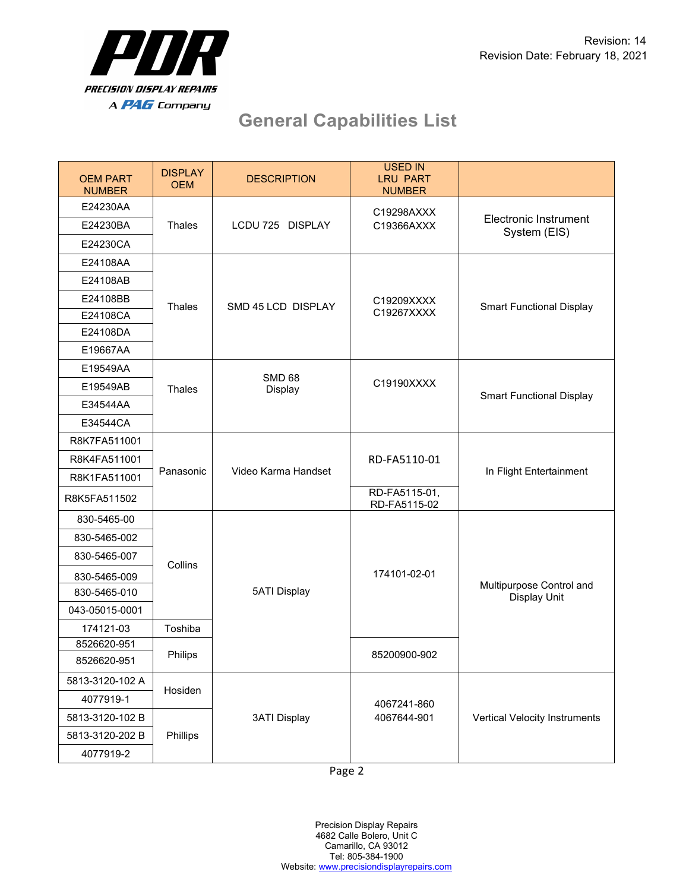Revision: 14
Revision Date: February 18, 2021

# General Capabilities List

| OEM PART NUMBER | DISPLAY OEM | DESCRIPTION | USED IN LRU PART NUMBER | |
|---|---|---|---|---|
| E24230AA | Thales | LCDU 725 DISPLAY | C19298AXXX C19366AXXX | Electronic Instrument System (EIS) |
| E24230BA | | | | |
| E24230CA | | | | |
| E24108AA | Thales | SMD 45 LCD DISPLAY | C19209XXXX C19267XXXX | Smart Functional Display |
| E24108AB | | | | |
| E24108BB | | | | |
| E24108CA | | | | |
| E24108DA | | | | |
| E19667AA | | | | |
| E19549AA | Thales | SMD 68 Display | C19190XXXX | Smart Functional Display |
| E19549AB | | | | |
| E34544AA | | | | |
| E34544CA | | | | |
| R8K7FA511001 | Panasonic | Video Karma Handset | RD-FA5110-01 | In Flight Entertainment |
| R8K4FA511001 | | | | |
| R8K1FA511001 | | | | |
| R8K5FA511502 | | | RD-FA5115-01, RD-FA5115-02 | |
| 830-5465-00 | Collins | 5ATI Display | 174101-02-01 | Multipurpose Control and Display Unit |
| 830-5465-002 | | | | |
| 830-5465-007 | | | | |
| 830-5465-009 | | | | |
| 830-5465-010 | | | | |
| 043-05015-0001 | | | | |
| 174121-03 | Toshiba | | | |
| 8526620-951 | Philips | | 85200900-902 | |
| 8526620-951 | | | | |
| 5813-3120-102 A | Hosiden | 3ATI Display | 4067241-860 4067644-901 | Vertical Velocity Instruments |
| 4077919-1 | | | | |
| 5813-3120-102 B | Phillips | | | |
| 5813-3120-202 B | | | | |
| 4077919-2 | | | | |

Precision Display Repairs
4682 Calle Bolero, Unit C
Camarillo, CA 93012
Tel: 805-384-1900
Website: www.precisiondisplayrepairs.com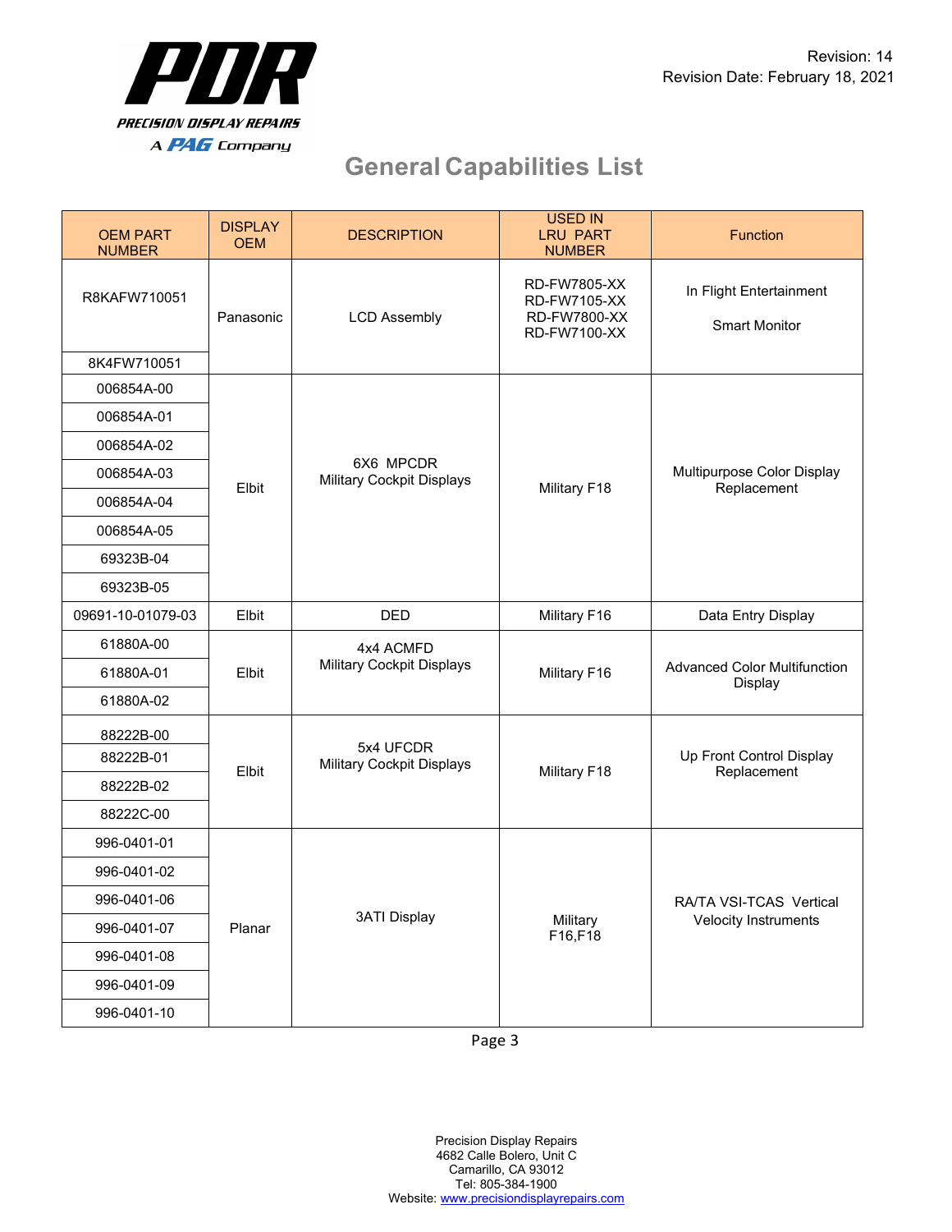Revision: 14
Revision Date: February 18, 2021

# General Capabilities List

| OEM PART NUMBER | DISPLAY OEM | DESCRIPTION | USED IN LRU PART NUMBER | Function |
|---|---|---|---|---|
| R8KAFW710051 | Panasonic | LCD Assembly | RD-FW7805-XX RD-FW7105-XX RD-FW7800-XX RD-FW7100-XX | In Flight Entertainment Smart Monitor |
| 8K4FW710051 | | | | |
| 006854A-00 | Elbit | 6X6 MPCDR Military Cockpit Displays | Military F18 | Multipurpose Color Display Replacement |
| 006854A-01 | | | | |
| 006854A-02 | | | | |
| 006854A-03 | | | | |
| 006854A-04 | | | | |
| 006854A-05 | | | | |
| 69323B-04 | | | | |
| 69323B-05 | | | | |
| 09691-10-01079-03 | Elbit | DED | Military F16 | Data Entry Display |
| 61880A-00 | Elbit | 4x4 ACMFD Military Cockpit Displays | Military F16 | Advanced Color Multifunction Display |
| 61880A-01 | | | | |
| 61880A-02 | | | | |
| 88222B-00 | Elbit | 5x4 UFCDR Military Cockpit Displays | Military F18 | Up Front Control Display Replacement |
| 88222B-01 | | | | |
| 88222B-02 | | | | |
| 88222C-00 | | | | |
| 996-0401-01 | Planar | 3ATI Display | Military F16,F18 | RA/TA VSI-TCAS Vertical Velocity Instruments |
| 996-0401-02 | | | | |
| 996-0401-06 | | | | |
| 996-0401-07 | | | | |
| 996-0401-08 | | | | |
| 996-0401-09 | | | | |
| 996-0401-10 | | | | |

Precision Display Repairs
4682 Calle Bolero, Unit C
Camarillo, CA 93012
Tel: 805-384-1900
Website: www.precisiondisplayrepairs.com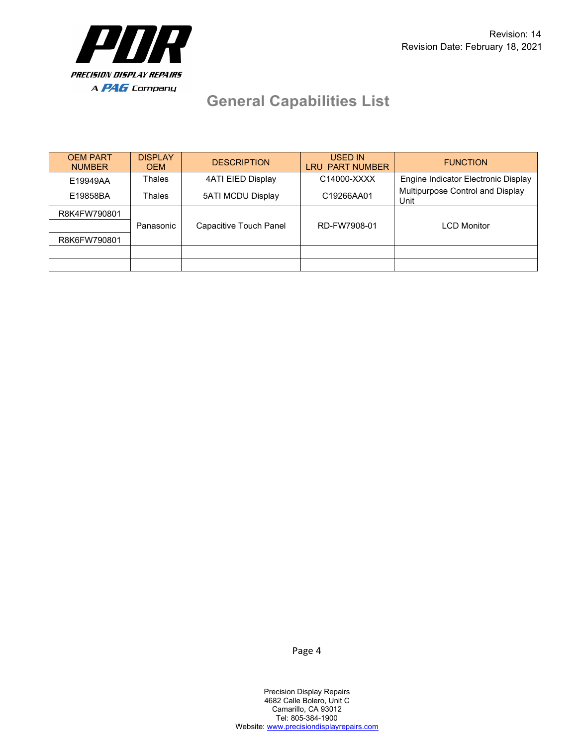PDR

PRECISION DISPLAY REPAIRS

A PAG Company

Revision: 14
Revision Date: February 18, 2021

# General Capabilities List

| OEM PART NUMBER | DISPLAY OEM | DESCRIPTION | USED IN LRU PART NUMBER | FUNCTION |
|---|---|---|---|---|
| E19949AA | Thales | 4ATI EIED Display | C14000-XXXX | Engine Indicator Electronic Display |
| E19858BA | Thales | 5ATI MCDU Display | C19266AA01 | Multipurpose Control and Display Unit |
| R8K4FW790801 | Panasonic | Capacitive Touch Panel | RD-FW7908-01 | LCD Monitor |
| | | | | |
| R8K6FW790801 | | | | |
| | | | | |
| | | | | |

Precision Display Repairs
4682 Calle Bolero, Unit C
Camarillo, CA 93012
Tel: 805-384-1900
Website: www.precisiondisplayrepairs.com